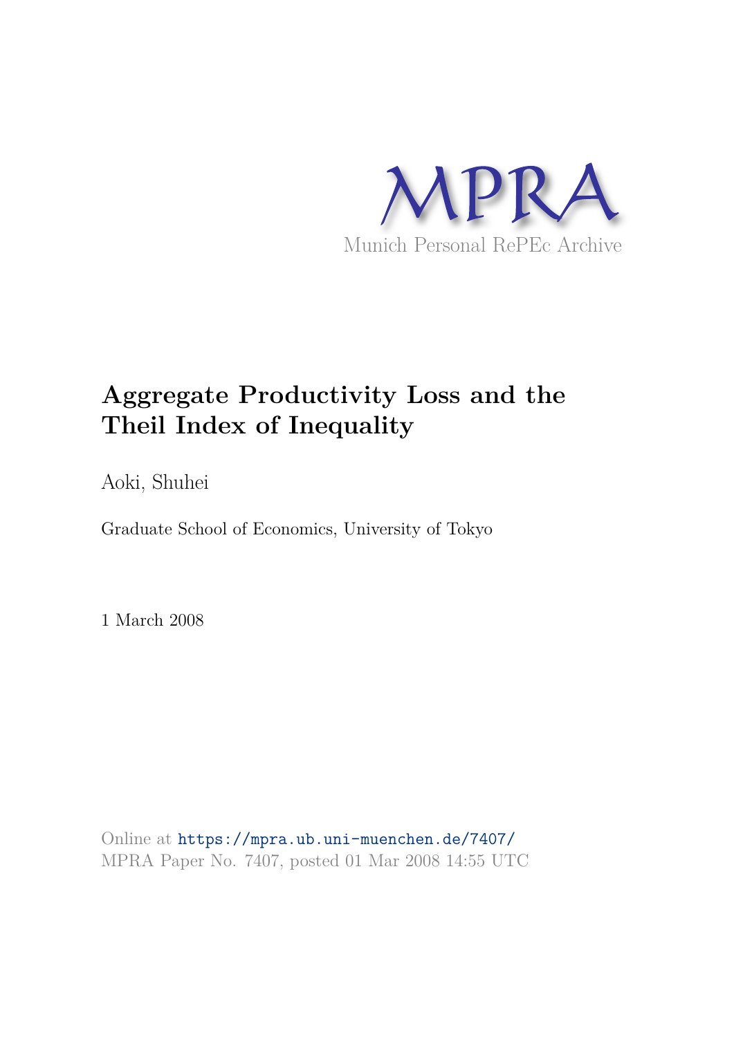MPRA

Munich Personal RePEc Archive

# Aggregate Productivity Loss and the Theil Index of Inequality

Aoki, Shuhei

Graduate School of Economics, University of Tokyo

1 March 2008

Online at https://mpra.ub.uni-muenchen.de/7407/
MPRA Paper No. 7407, posted 01 Mar 2008 14:55 UTC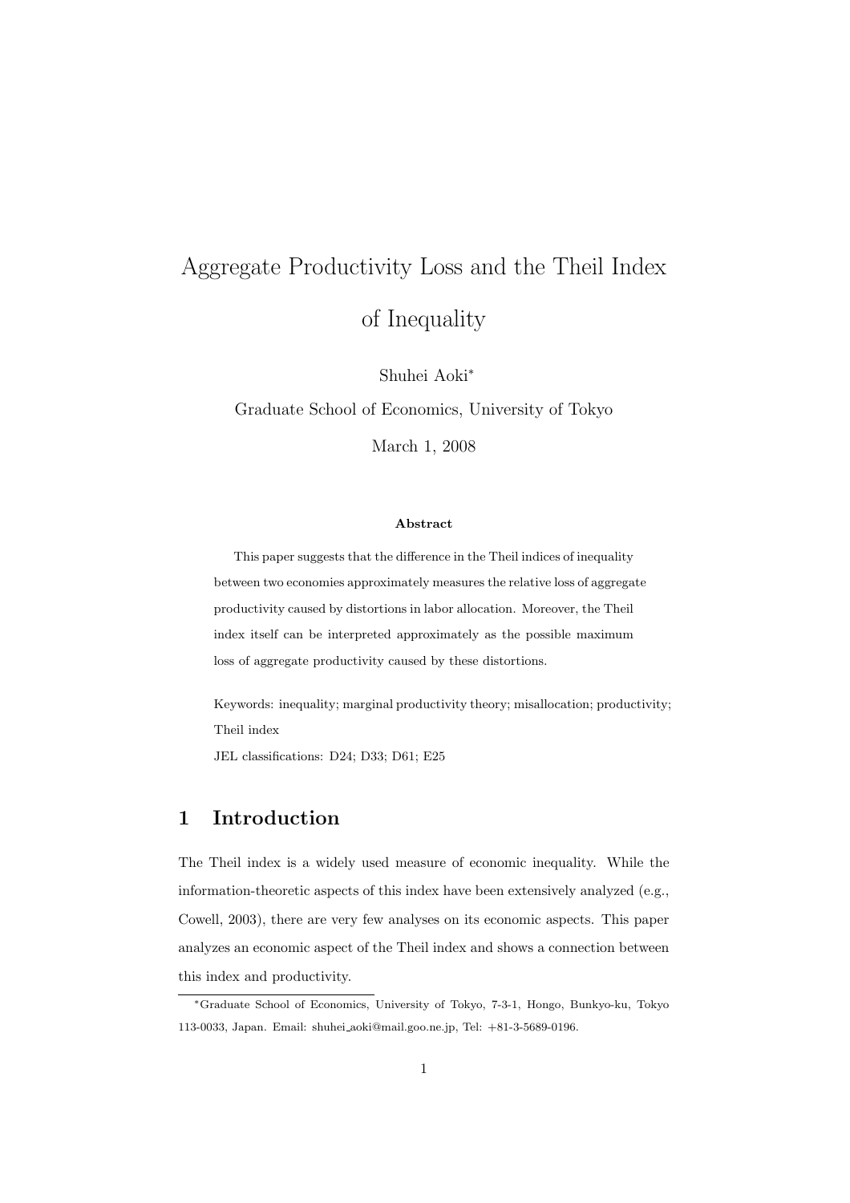# Aggregate Productivity Loss and the Theil Index of Inequality

Shuhei Aoki*

Graduate School of Economics, University of Tokyo

March 1, 2008

**Abstract**

This paper suggests that the difference in the Theil indices of inequality between two economies approximately measures the relative loss of aggregate productivity caused by distortions in labor allocation. Moreover, the Theil index itself can be interpreted approximately as the possible maximum loss of aggregate productivity caused by these distortions.

Keywords: inequality; marginal productivity theory; misallocation; productivity; Theil index

JEL classifications: D24; D33; D61; E25

## 1 Introduction

The Theil index is a widely used measure of economic inequality. While the information-theoretic aspects of this index have been extensively analyzed (e.g., Cowell, 2003), there are very few analyses on its economic aspects. This paper analyzes an economic aspect of the Theil index and shows a connection between this index and productivity.

---

*Graduate School of Economics, University of Tokyo, 7-3-1, Hongo, Bunkyo-ku, Tokyo 113-0033, Japan. Email: shuhei_aoki@mail.goo.ne.jp, Tel: +81-3-5689-0196.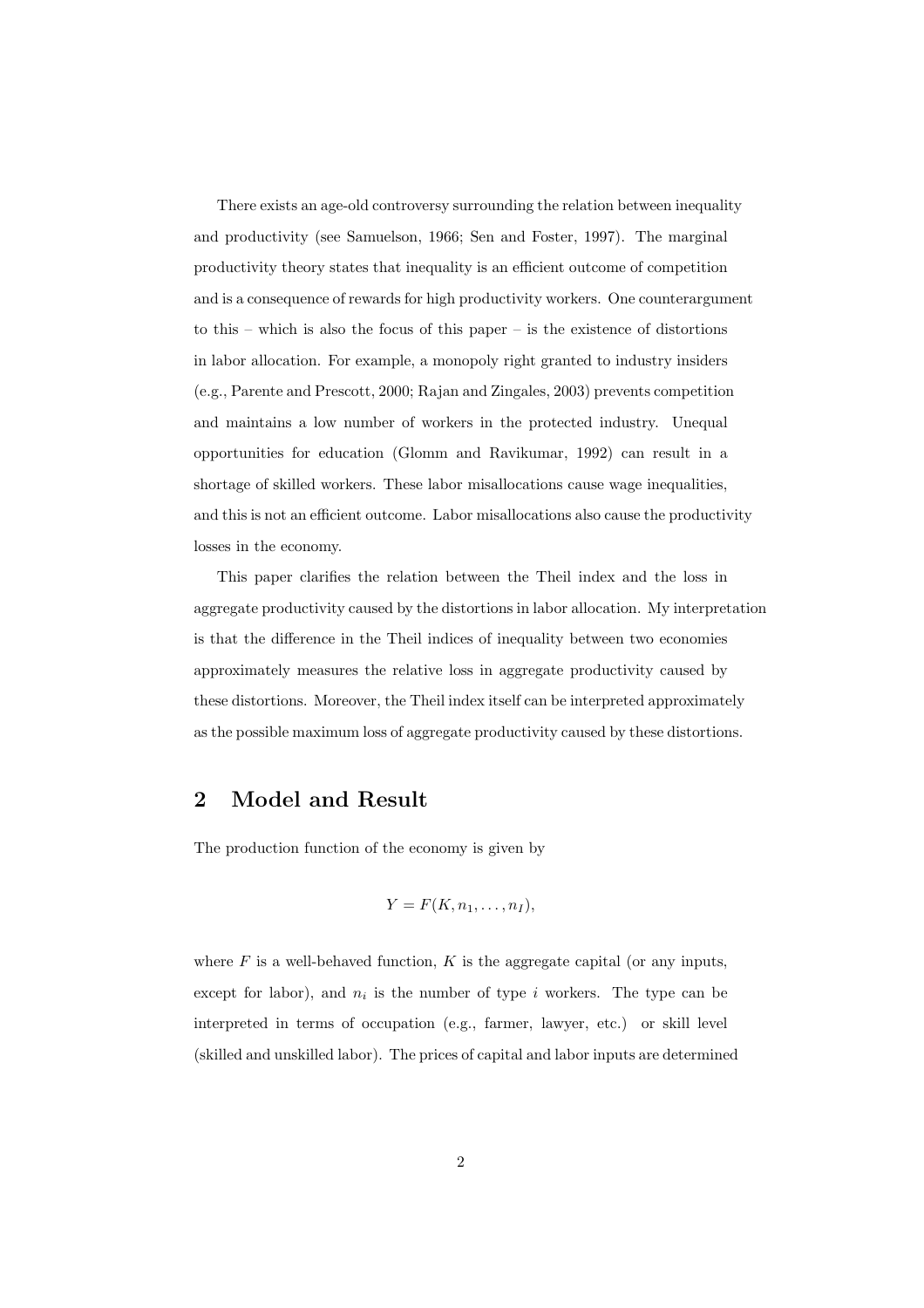There exists an age-old controversy surrounding the relation between inequality and productivity (see Samuelson, 1966; Sen and Foster, 1997). The marginal productivity theory states that inequality is an efficient outcome of competition and is a consequence of rewards for high productivity workers. One counterargument to this – which is also the focus of this paper – is the existence of distortions in labor allocation. For example, a monopoly right granted to industry insiders (e.g., Parente and Prescott, 2000; Rajan and Zingales, 2003) prevents competition and maintains a low number of workers in the protected industry. Unequal opportunities for education (Glomm and Ravikumar, 1992) can result in a shortage of skilled workers. These labor misallocations cause wage inequalities, and this is not an efficient outcome. Labor misallocations also cause the productivity losses in the economy.

This paper clarifies the relation between the Theil index and the loss in aggregate productivity caused by the distortions in labor allocation. My interpretation is that the difference in the Theil indices of inequality between two economies approximately measures the relative loss in aggregate productivity caused by these distortions. Moreover, the Theil index itself can be interpreted approximately as the possible maximum loss of aggregate productivity caused by these distortions.

## 2 Model and Result

The production function of the economy is given by

$$Y = F(K, n_1, \dots, n_I),$$

where $F$ is a well-behaved function, $K$ is the aggregate capital (or any inputs, except for labor), and $n_i$ is the number of type $i$ workers. The type can be interpreted in terms of occupation (e.g., farmer, lawyer, etc.) or skill level (skilled and unskilled labor). The prices of capital and labor inputs are determined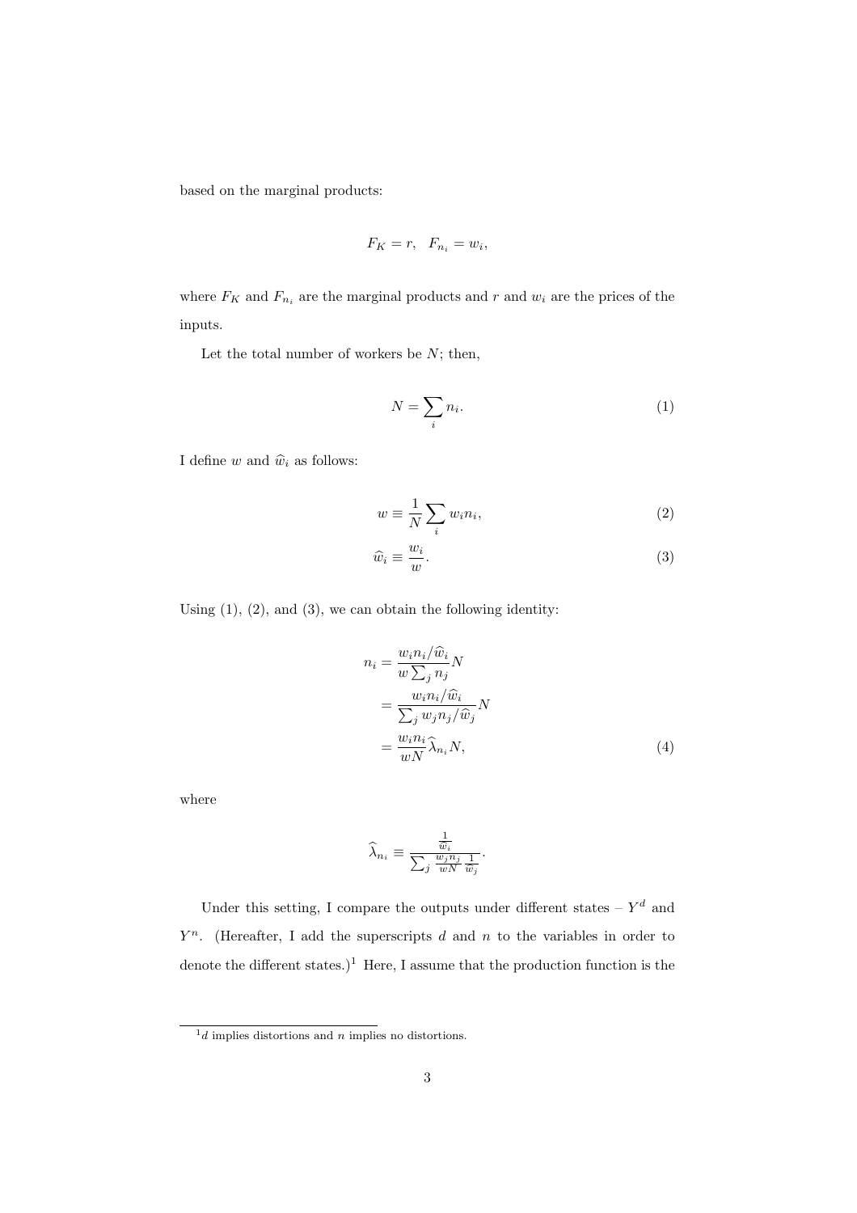based on the marginal products:

$$F_K = r, \quad F_{n_i} = w_i,$$

where $F_K$ and $F_{n_i}$ are the marginal products and $r$ and $w_i$ are the prices of the inputs.

Let the total number of workers be $N$; then,

$$N = \sum_i n_i. \tag{1}$$

I define $w$ and $\widehat{w}_i$ as follows:

$$w \equiv \frac{1}{N} \sum_i w_i n_i, \tag{2}$$

$$\widehat{w}_i \equiv \frac{w_i}{w}. \tag{3}$$

Using (1), (2), and (3), we can obtain the following identity:

$$\begin{aligned} n_i &= \frac{w_i n_i / \widehat{w}_i}{w \sum_j n_j} N \\ &= \frac{w_i n_i / \widehat{w}_i}{\sum_j w_j n_j / \widehat{w}_j} N \\ &= \frac{w_i n_i}{wN} \widehat{\lambda}_{n_i} N, \end{aligned} \tag{4}$$

where

$$\widehat{\lambda}_{n_i} \equiv \frac{\frac{1}{\widehat{w}_i}}{\sum_j \frac{w_j n_j}{wN} \frac{1}{\widehat{w}_j}}.$$

Under this setting, I compare the outputs under different states – $Y^d$ and $Y^n$. (Hereafter, I add the superscripts $d$ and $n$ to the variables in order to denote the different states.)[1] Here, I assume that the production function is the

[1] $d$ implies distortions and $n$ implies no distortions.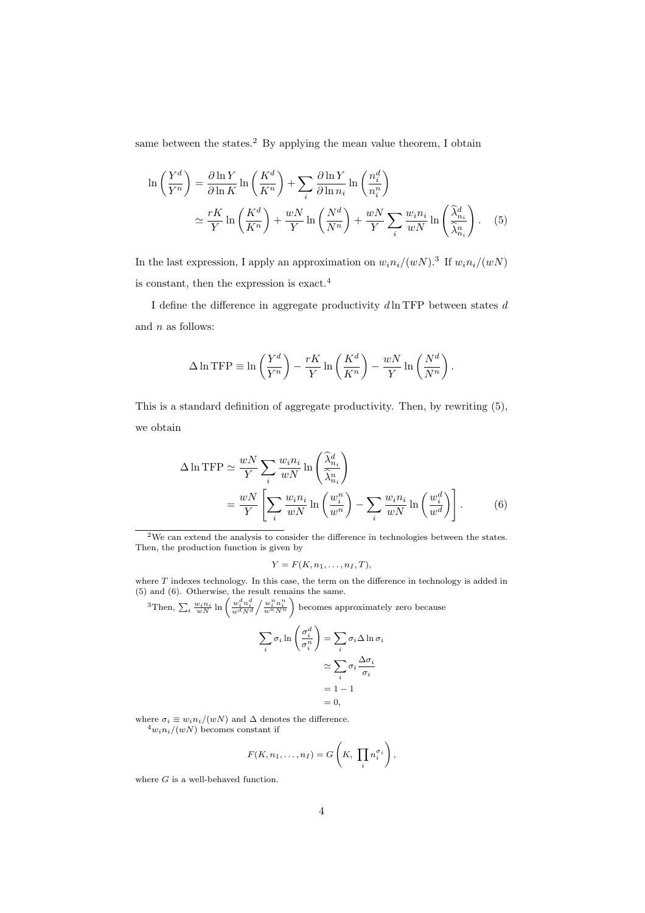same between the states.[2] By applying the mean value theorem, I obtain

$$
\begin{aligned}
\ln\left(\frac{Y^d}{Y^n}\right) &= \frac{\partial \ln Y}{\partial \ln K}\ln\left(\frac{K^d}{K^n}\right) + \sum_i \frac{\partial \ln Y}{\partial \ln n_i}\ln\left(\frac{n_i^d}{n_i^n}\right) \\
&\simeq \frac{rK}{Y}\ln\left(\frac{K^d}{K^n}\right) + \frac{wN}{Y}\ln\left(\frac{N^d}{N^n}\right) + \frac{wN}{Y}\sum_i \frac{w_i n_i}{wN}\ln\left(\frac{\widehat{\lambda}_{n_i}^d}{\widehat{\lambda}_{n_i}^n}\right). \quad (5)
\end{aligned}
$$

In the last expression, I apply an approximation on $w_i n_i/(wN)$.[3] If $w_i n_i/(wN)$ is constant, then the expression is exact.[4]

I define the difference in aggregate productivity $d\ln \text{TFP}$ between states $d$ and $n$ as follows:

$$
\Delta \ln \text{TFP} \equiv \ln\left(\frac{Y^d}{Y^n}\right) - \frac{rK}{Y}\ln\left(\frac{K^d}{K^n}\right) - \frac{wN}{Y}\ln\left(\frac{N^d}{N^n}\right).
$$

This is a standard definition of aggregate productivity. Then, by rewriting (5), we obtain

$$
\begin{aligned}
\Delta \ln \text{TFP} &\simeq \frac{wN}{Y}\sum_i \frac{w_i n_i}{wN}\ln\left(\frac{\widehat{\lambda}_{n_i}^d}{\widehat{\lambda}_{n_i}^n}\right) \\
&= \frac{wN}{Y}\left[\sum_i \frac{w_i n_i}{wN}\ln\left(\frac{w_i^n}{w^n}\right) - \sum_i \frac{w_i n_i}{wN}\ln\left(\frac{w_i^d}{w^d}\right)\right]. \quad (6)
\end{aligned}
$$

[2] We can extend the analysis to consider the difference in technologies between the states. Then, the production function is given by

$$
Y = F(K, n_1, \ldots, n_I, T),
$$

where $T$ indexes technology. In this case, the term on the difference in technology is added in (5) and (6). Otherwise, the result remains the same.

[3] Then, $\sum_i \frac{w_i n_i}{wN}\ln\left(\frac{w_i^d n_i^d}{w^d N^d}\Big/\frac{w_i^n n_i^n}{w^n N^n}\right)$ becomes approximately zero because

$$
\begin{aligned}
\sum_i \sigma_i \ln\left(\frac{\sigma_i^d}{\sigma_i^n}\right) &= \sum_i \sigma_i \Delta \ln \sigma_i \\
&\simeq \sum_i \sigma_i \frac{\Delta \sigma_i}{\sigma_i} \\
&= 1 - 1 \\
&= 0,
\end{aligned}
$$

where $\sigma_i \equiv w_i n_i/(wN)$ and $\Delta$ denotes the difference.

[4] $w_i n_i/(wN)$ becomes constant if

$$
F(K, n_1, \ldots, n_I) = G\left(K, \prod_i n_i^{\sigma_i}\right),
$$

where $G$ is a well-behaved function.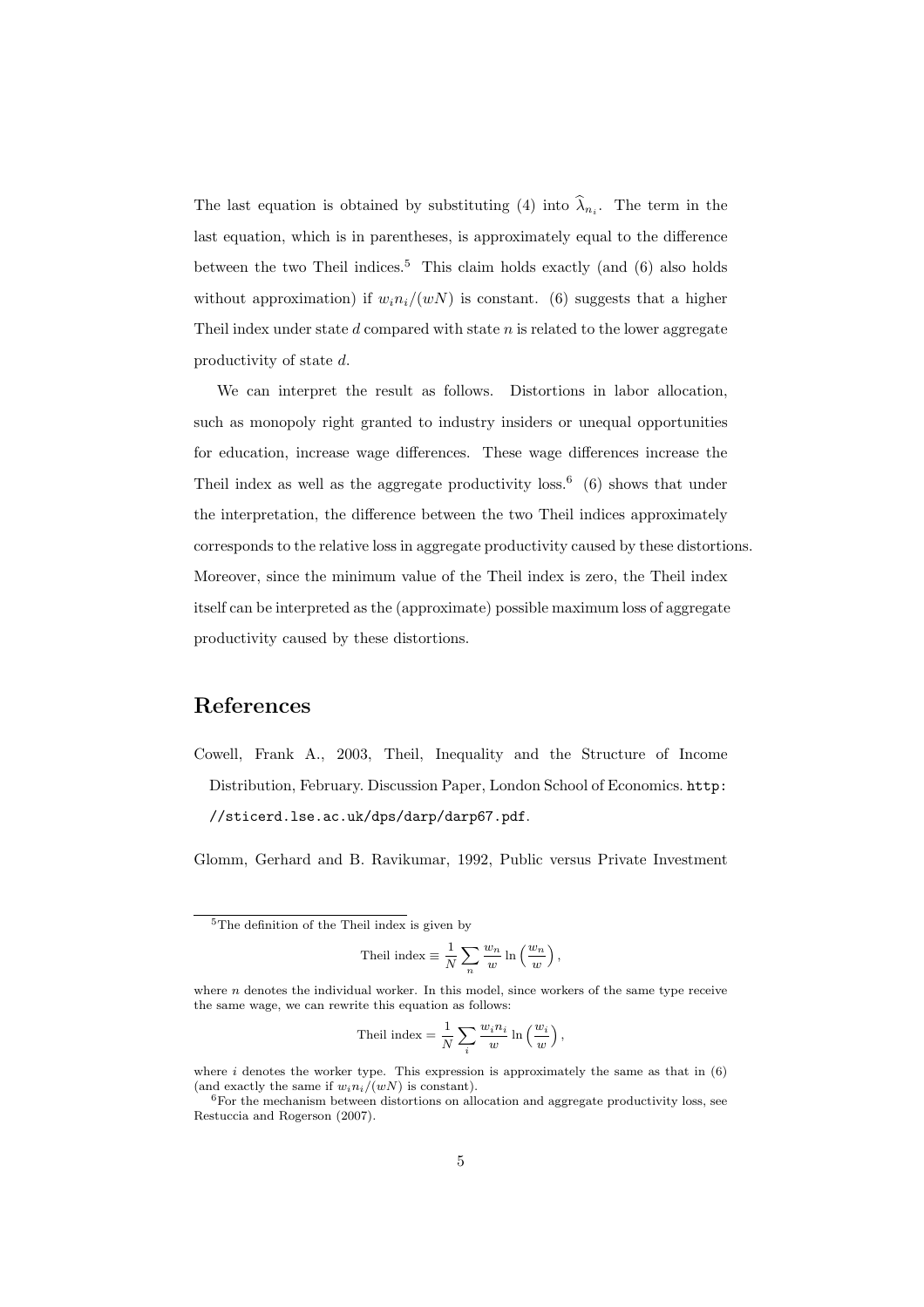The last equation is obtained by substituting (4) into $\widehat{\lambda}_{n_i}$. The term in the last equation, which is in parentheses, is approximately equal to the difference between the two Theil indices.[5] This claim holds exactly (and (6) also holds without approximation) if $w_i n_i/(wN)$ is constant. (6) suggests that a higher Theil index under state $d$ compared with state $n$ is related to the lower aggregate productivity of state $d$.

We can interpret the result as follows. Distortions in labor allocation, such as monopoly right granted to industry insiders or unequal opportunities for education, increase wage differences. These wage differences increase the Theil index as well as the aggregate productivity loss.[6] (6) shows that under the interpretation, the difference between the two Theil indices approximately corresponds to the relative loss in aggregate productivity caused by these distortions. Moreover, since the minimum value of the Theil index is zero, the Theil index itself can be interpreted as the (approximate) possible maximum loss of aggregate productivity caused by these distortions.

## References

Cowell, Frank A., 2003, Theil, Inequality and the Structure of Income Distribution, February. Discussion Paper, London School of Economics. http://sticerd.lse.ac.uk/dps/darp/darp67.pdf.

Glomm, Gerhard and B. Ravikumar, 1992, Public versus Private Investment

---

[5] The definition of the Theil index is given by

$$\text{Theil index} \equiv \frac{1}{N}\sum_{n}\frac{w_n}{w}\ln\left(\frac{w_n}{w}\right),$$

where $n$ denotes the individual worker. In this model, since workers of the same type receive the same wage, we can rewrite this equation as follows:

$$\text{Theil index} = \frac{1}{N}\sum_{i}\frac{w_i n_i}{w}\ln\left(\frac{w_i}{w}\right),$$

where $i$ denotes the worker type. This expression is approximately the same as that in (6) (and exactly the same if $w_i n_i/(wN)$ is constant).

[6] For the mechanism between distortions on allocation and aggregate productivity loss, see Restuccia and Rogerson (2007).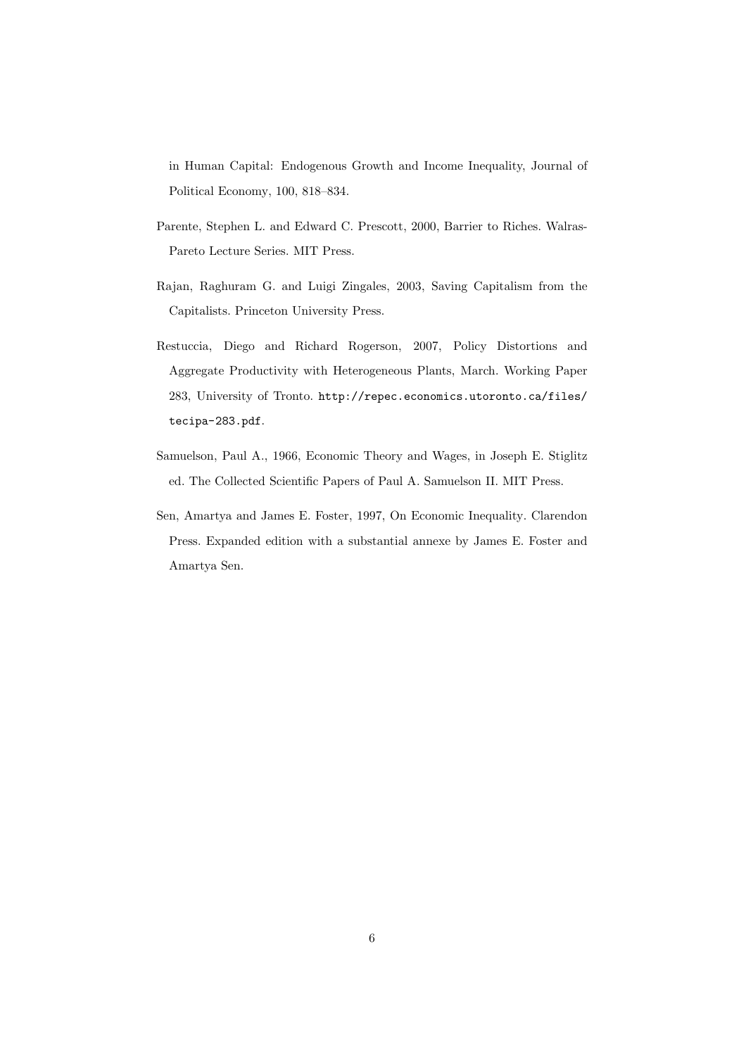in Human Capital: Endogenous Growth and Income Inequality, Journal of Political Economy, 100, 818–834.

Parente, Stephen L. and Edward C. Prescott, 2000, Barrier to Riches. Walras-Pareto Lecture Series. MIT Press.

Rajan, Raghuram G. and Luigi Zingales, 2003, Saving Capitalism from the Capitalists. Princeton University Press.

Restuccia, Diego and Richard Rogerson, 2007, Policy Distortions and Aggregate Productivity with Heterogeneous Plants, March. Working Paper 283, University of Tronto. http://repec.economics.utoronto.ca/files/tecipa-283.pdf.

Samuelson, Paul A., 1966, Economic Theory and Wages, in Joseph E. Stiglitz ed. The Collected Scientific Papers of Paul A. Samuelson II. MIT Press.

Sen, Amartya and James E. Foster, 1997, On Economic Inequality. Clarendon Press. Expanded edition with a substantial annexe by James E. Foster and Amartya Sen.